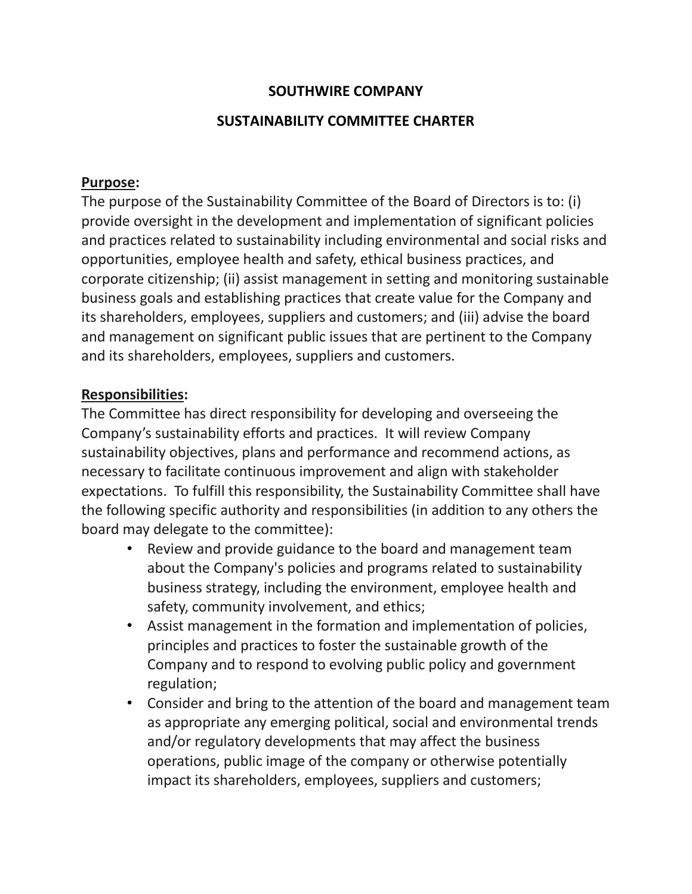# SOUTHWIRE COMPANY

## SUSTAINABILITY COMMITTEE CHARTER

**Purpose:**

The purpose of the Sustainability Committee of the Board of Directors is to: (i) provide oversight in the development and implementation of significant policies and practices related to sustainability including environmental and social risks and opportunities, employee health and safety, ethical business practices, and corporate citizenship; (ii) assist management in setting and monitoring sustainable business goals and establishing practices that create value for the Company and its shareholders, employees, suppliers and customers; and (iii) advise the board and management on significant public issues that are pertinent to the Company and its shareholders, employees, suppliers and customers.

**Responsibilities:**

The Committee has direct responsibility for developing and overseeing the Company's sustainability efforts and practices. It will review Company sustainability objectives, plans and performance and recommend actions, as necessary to facilitate continuous improvement and align with stakeholder expectations. To fulfill this responsibility, the Sustainability Committee shall have the following specific authority and responsibilities (in addition to any others the board may delegate to the committee):

- Review and provide guidance to the board and management team about the Company's policies and programs related to sustainability business strategy, including the environment, employee health and safety, community involvement, and ethics;
- Assist management in the formation and implementation of policies, principles and practices to foster the sustainable growth of the Company and to respond to evolving public policy and government regulation;
- Consider and bring to the attention of the board and management team as appropriate any emerging political, social and environmental trends and/or regulatory developments that may affect the business operations, public image of the company or otherwise potentially impact its shareholders, employees, suppliers and customers;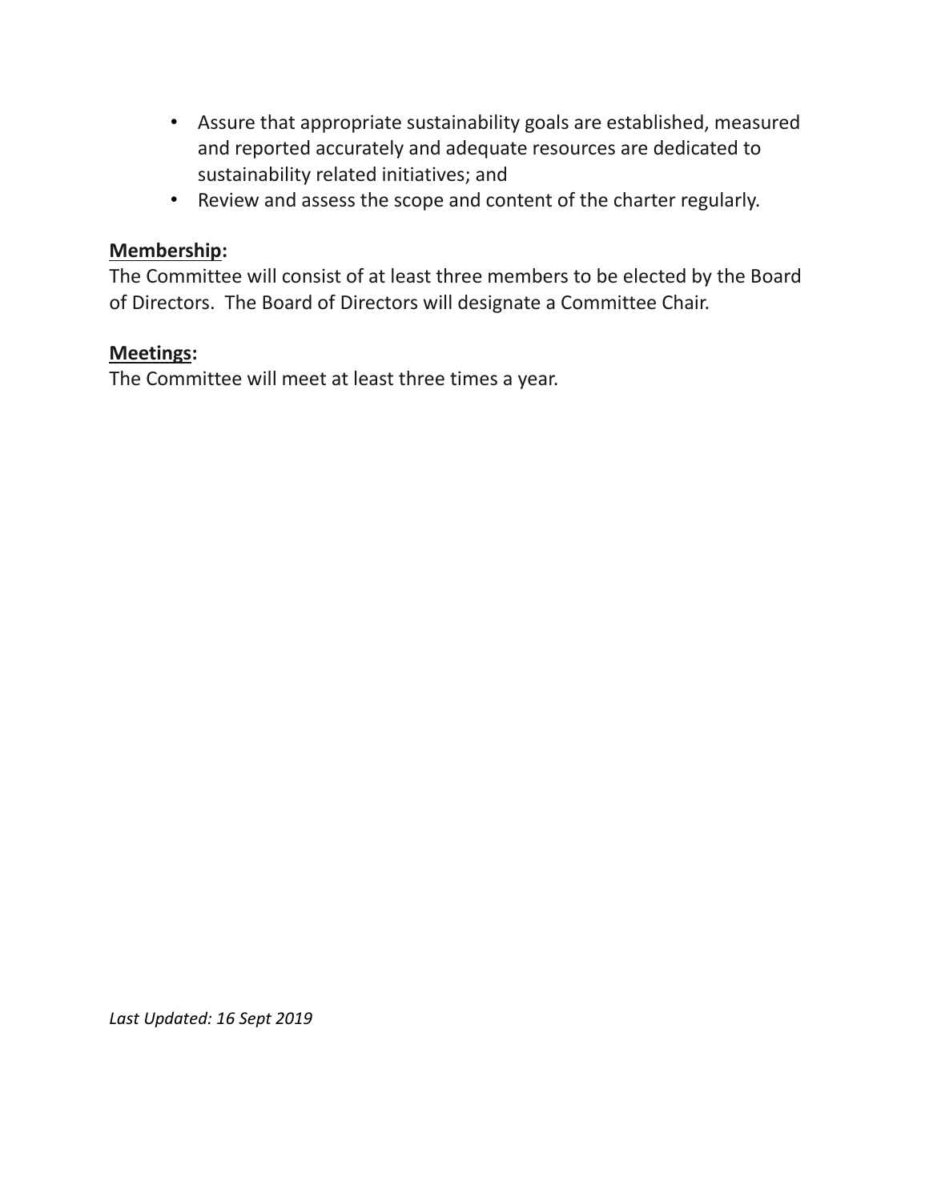- Assure that appropriate sustainability goals are established, measured and reported accurately and adequate resources are dedicated to sustainability related initiatives; and
- Review and assess the scope and content of the charter regularly.

**Membership:**

The Committee will consist of at least three members to be elected by the Board of Directors. The Board of Directors will designate a Committee Chair.

**Meetings:**

The Committee will meet at least three times a year.

*Last Updated: 16 Sept 2019*